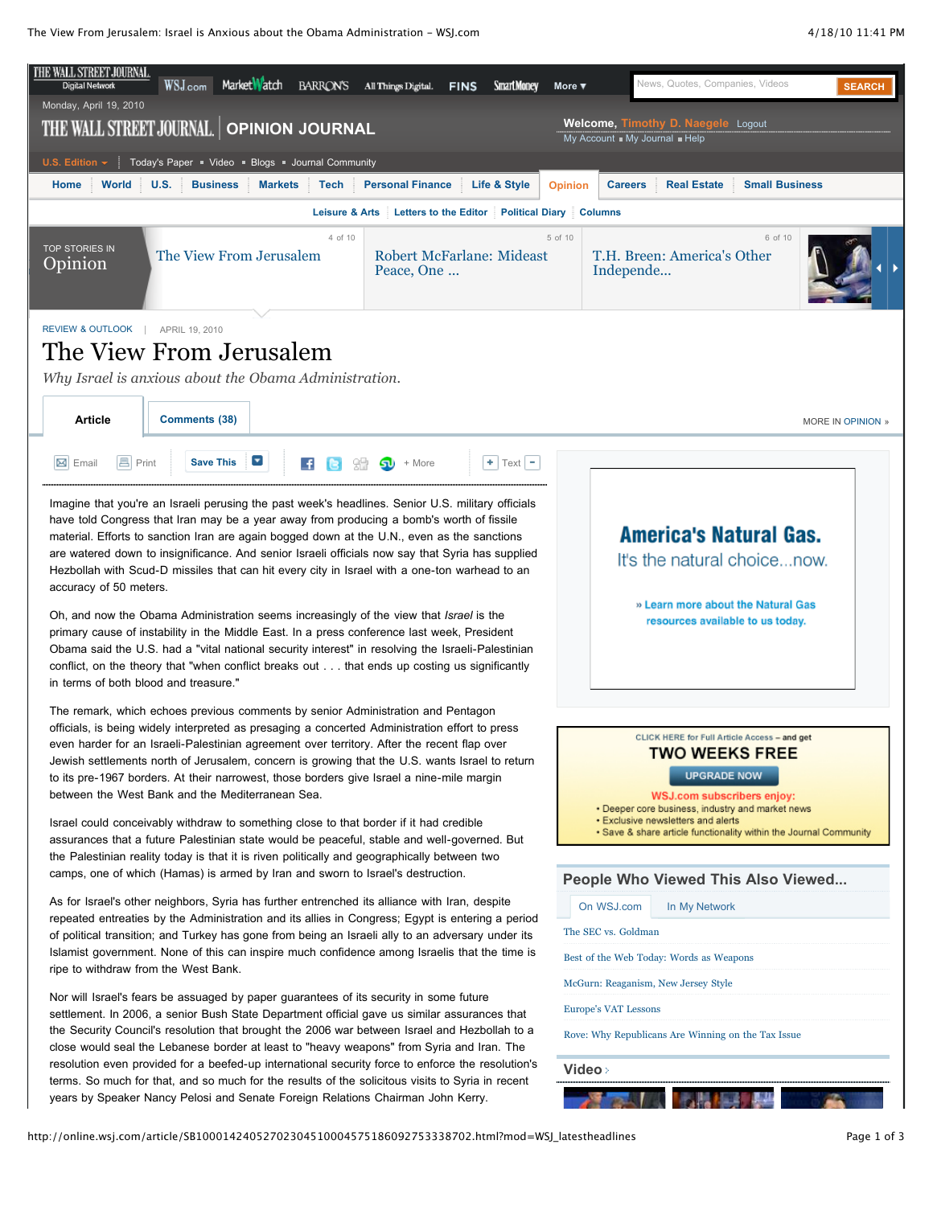REVIEW & OUTLOOK | APRIL 19, 2010

# The View From Jerusalem

*Why Israel is anxious about the Obama Administration.*

Imagine that you're an Israeli perusing the past week's headlines. Senior U.S. military officials have told Congress that Iran may be a year away from producing a bomb's worth of fissile material. Efforts to sanction Iran are again bogged down at the U.N., even as the sanctions are watered down to insignificance. And senior Israeli officials now say that Syria has supplied Hezbollah with Scud-D missiles that can hit every city in Israel with a one-ton warhead to an accuracy of 50 meters.

Oh, and now the Obama Administration seems increasingly of the view that *Israel* is the primary cause of instability in the Middle East. In a press conference last week, President Obama said the U.S. had a "vital national security interest" in resolving the Israeli-Palestinian conflict, on the theory that "when conflict breaks out . . . that ends up costing us significantly in terms of both blood and treasure."

The remark, which echoes previous comments by senior Administration and Pentagon officials, is being widely interpreted as presaging a concerted Administration effort to press even harder for an Israeli-Palestinian agreement over territory. After the recent flap over Jewish settlements north of Jerusalem, concern is growing that the U.S. wants Israel to return to its pre-1967 borders. At their narrowest, those borders give Israel a nine-mile margin between the West Bank and the Mediterranean Sea.

Israel could conceivably withdraw to something close to that border if it had credible assurances that a future Palestinian state would be peaceful, stable and well-governed. But the Palestinian reality today is that it is riven politically and geographically between two camps, one of which (Hamas) is armed by Iran and sworn to Israel's destruction.

As for Israel's other neighbors, Syria has further entrenched its alliance with Iran, despite repeated entreaties by the Administration and its allies in Congress; Egypt is entering a period of political transition; and Turkey has gone from being an Israeli ally to an adversary under its Islamist government. None of this can inspire much confidence among Israelis that the time is ripe to withdraw from the West Bank.

Nor will Israel's fears be assuaged by paper guarantees of its security in some future settlement. In 2006, a senior Bush State Department official gave us similar assurances that the Security Council's resolution that brought the 2006 war between Israel and Hezbollah to a close would seal the Lebanese border at least to "heavy weapons" from Syria and Iran. The resolution even provided for a beefed-up international security force to enforce the resolution's terms. So much for that, and so much for the results of the solicitous visits to Syria in recent years by Speaker Nancy Pelosi and Senate Foreign Relations Chairman John Kerry.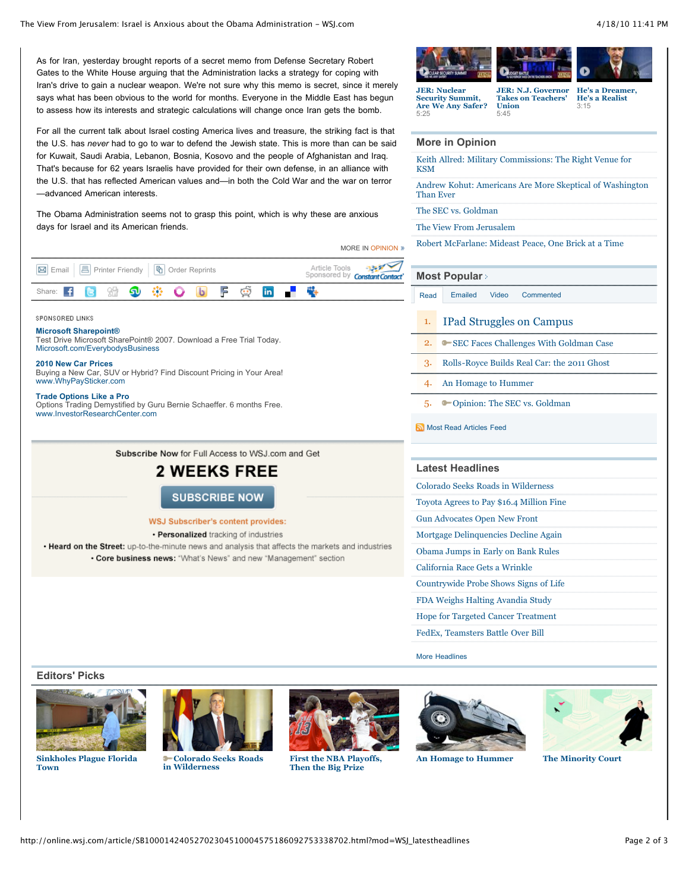As for Iran, yesterday brought reports of a secret memo from Defense Secretary Robert Gates to the White House arguing that the Administration lacks a strategy for coping with Iran's drive to gain a nuclear weapon. We're not sure why this memo is secret, since it merely says what has been obvious to the world for months. Everyone in the Middle East has begun to assess how its interests and strategic calculations will change once Iran gets the bomb.

For all the current talk about Israel costing America lives and treasure, the striking fact is that the U.S. has *never* had to go to war to defend the Jewish state. This is more than can be said for Kuwait, Saudi Arabia, Lebanon, Bosnia, Kosovo and the people of Afghanistan and Iraq. That's because for 62 years Israelis have provided for their own defense, in an alliance with the U.S. that has reflected American values and—in both the Cold War and the war on terror—advanced American interests.

The Obama Administration seems not to grasp this point, which is why these are anxious days for Israel and its American friends.

MORE IN OPINION »

Email | Printer Friendly | Order Reprints

Share:

SPONSORED LINKS

**Microsoft Sharepoint®**
Test Drive Microsoft SharePoint® 2007. Download a Free Trial Today.
Microsoft.com/EverybodysBusiness

**2010 New Car Prices**
Buying a New Car, SUV or Hybrid? Find Discount Pricing in Your Area!
www.WhyPaySticker.com

**Trade Options Like a Pro**
Options Trading Demystified by Guru Bernie Schaeffer. 6 months Free.
www.InvestorResearchCenter.com

**Subscribe Now** for Full Access to WSJ.com and Get

**2 WEEKS FREE**

**SUBSCRIBE NOW**

**WSJ Subscriber's content provides:**

- **Personalized** tracking of industries
- **Heard on the Street:** up-to-the-minute news and analysis that affects the markets and industries
- **Core business news:** "What's News" and new "Management" section

**JER: Nuclear Security Summit, Are We Any Safer?** 5:25

**JER: N.J. Governor Takes on Teachers' Union** 5:45

**He's a Dreamer, He's a Realist** 3:15

## More in Opinion

- Keith Allred: Military Commissions: The Right Venue for KSM
- Andrew Kohut: Americans Are More Skeptical of Washington Than Ever
- The SEC vs. Goldman
- The View From Jerusalem
- Robert McFarlane: Mideast Peace, One Brick at a Time

## Most Popular

Read | Emailed | Video | Commented

1. IPad Struggles on Campus
2. SEC Faces Challenges With Goldman Case
3. Rolls-Royce Builds Real Car: the 2011 Ghost
4. An Homage to Hummer
5. Opinion: The SEC vs. Goldman

Most Read Articles Feed

## Latest Headlines

- Colorado Seeks Roads in Wilderness
- Toyota Agrees to Pay $16.4 Million Fine
- Gun Advocates Open New Front
- Mortgage Delinquencies Decline Again
- Obama Jumps in Early on Bank Rules
- California Race Gets a Wrinkle
- Countrywide Probe Shows Signs of Life
- FDA Weighs Halting Avandia Study
- Hope for Targeted Cancer Treatment
- FedEx, Teamsters Battle Over Bill

More Headlines

## Editors' Picks

- **Sinkholes Plague Florida Town**
- **Colorado Seeks Roads in Wilderness**
- **First the NBA Playoffs, Then the Big Prize**
- **An Homage to Hummer**
- **The Minority Court**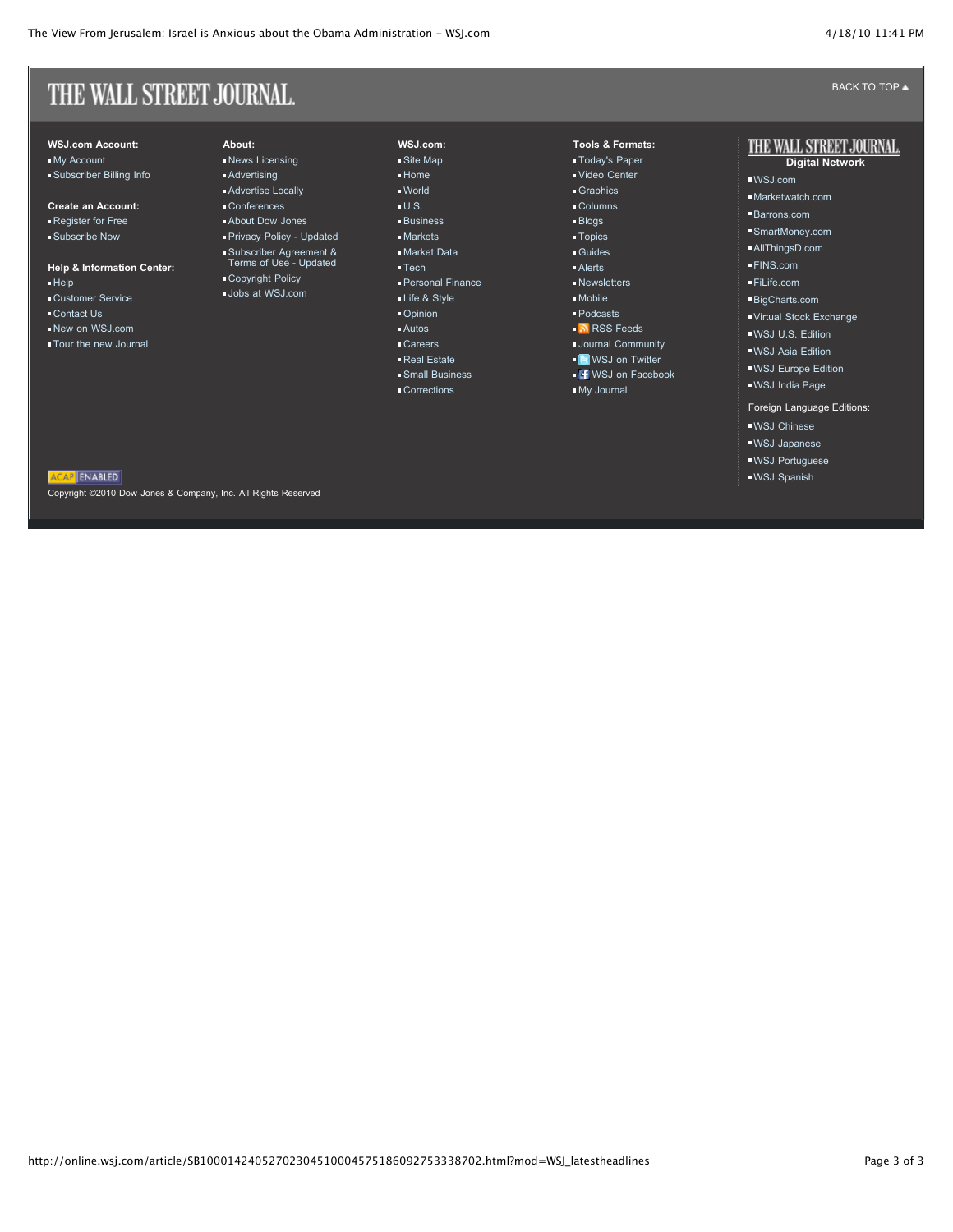THE WALL STREET JOURNAL.

BACK TO TOP

**WSJ.com Account:**
- My Account
- Subscriber Billing Info

**Create an Account:**
- Register for Free
- Subscribe Now

**Help & Information Center:**
- Help
- Customer Service
- Contact Us
- New on WSJ.com
- Tour the new Journal

**About:**
- News Licensing
- Advertising
- Advertise Locally
- Conferences
- About Dow Jones
- Privacy Policy - Updated
- Subscriber Agreement & Terms of Use - Updated
- Copyright Policy
- Jobs at WSJ.com

**WSJ.com:**
- Site Map
- Home
- World
- U.S.
- Business
- Markets
- Market Data
- Tech
- Personal Finance
- Life & Style
- Opinion
- Autos
- Careers
- Real Estate
- Small Business
- Corrections

**Tools & Formats:**
- Today's Paper
- Video Center
- Graphics
- Columns
- Blogs
- Topics
- Guides
- Alerts
- Newsletters
- Mobile
- Podcasts
- RSS Feeds
- Journal Community
- WSJ on Twitter
- WSJ on Facebook
- My Journal

**THE WALL STREET JOURNAL. Digital Network**
- WSJ.com
- Marketwatch.com
- Barrons.com
- SmartMoney.com
- AllThingsD.com
- FINS.com
- FiLife.com
- BigCharts.com
- Virtual Stock Exchange
- WSJ U.S. Edition
- WSJ Asia Edition
- WSJ Europe Edition
- WSJ India Page

Foreign Language Editions:
- WSJ Chinese
- WSJ Japanese
- WSJ Portuguese
- WSJ Spanish

ACAP ENABLED

Copyright ©2010 Dow Jones & Company, Inc. All Rights Reserved